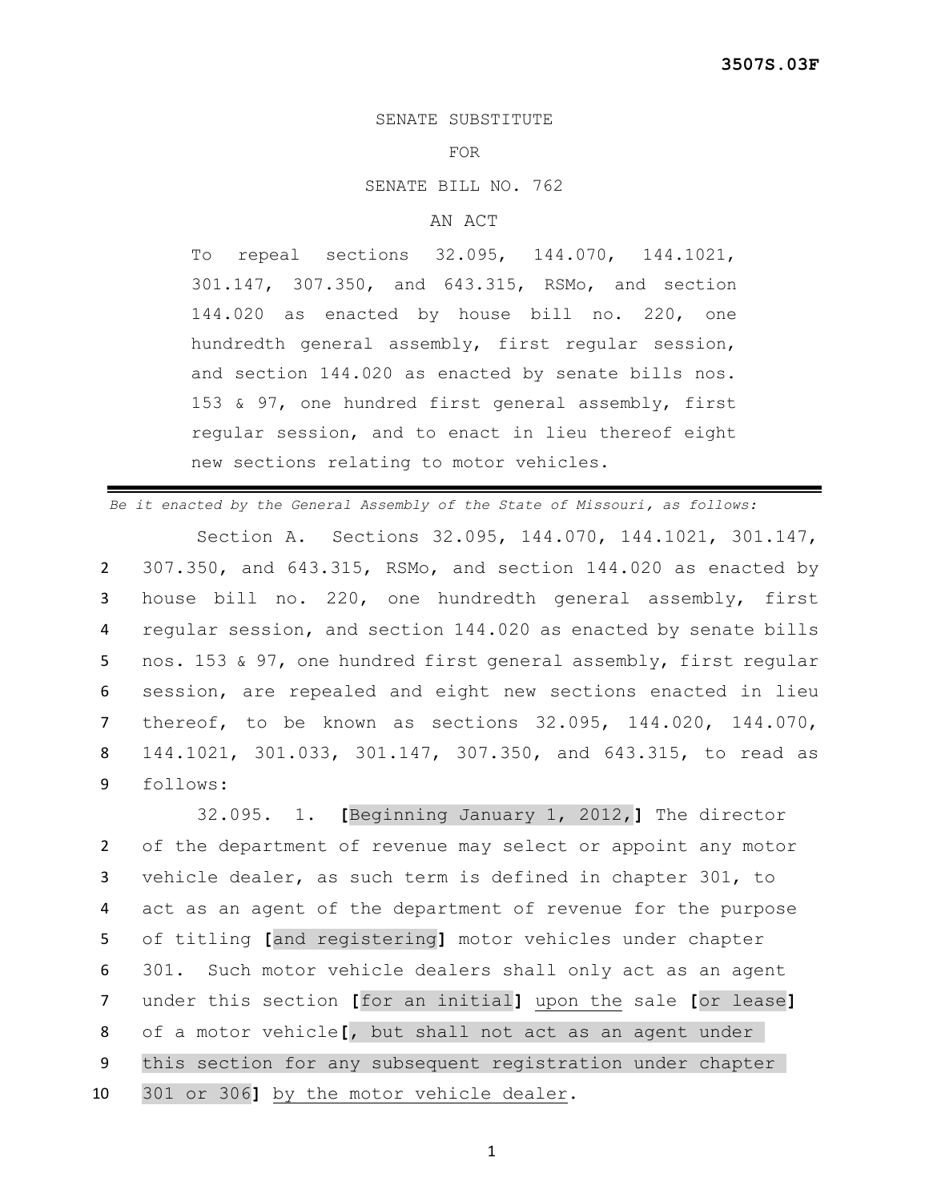**3507S.03F**

SENATE SUBSTITUTE

FOR

SENATE BILL NO. 762

AN ACT

To repeal sections 32.095, 144.070, 144.1021, 301.147, 307.350, and 643.315, RSMo, and section 144.020 as enacted by house bill no. 220, one hundredth general assembly, first regular session, and section 144.020 as enacted by senate bills nos. 153 & 97, one hundred first general assembly, first regular session, and to enact in lieu thereof eight new sections relating to motor vehicles.

---

*Be it enacted by the General Assembly of the State of Missouri, as follows:*

Section A. Sections 32.095, 144.070, 144.1021, 301.147, 307.350, and 643.315, RSMo, and section 144.020 as enacted by house bill no. 220, one hundredth general assembly, first regular session, and section 144.020 as enacted by senate bills nos. 153 & 97, one hundred first general assembly, first regular session, are repealed and eight new sections enacted in lieu thereof, to be known as sections 32.095, 144.020, 144.070, 144.1021, 301.033, 301.147, 307.350, and 643.315, to read as follows:

32.095. 1. **[**Beginning January 1, 2012,**]** The director of the department of revenue may select or appoint any motor vehicle dealer, as such term is defined in chapter 301, to act as an agent of the department of revenue for the purpose of titling **[**and registering**]** motor vehicles under chapter 301. Such motor vehicle dealers shall only act as an agent under this section **[**for an initial**]** <u>upon the</u> sale **[**or lease**]** of a motor vehicle**[**, but shall not act as an agent under this section for any subsequent registration under chapter 301 or 306**]** <u>by the motor vehicle dealer</u>.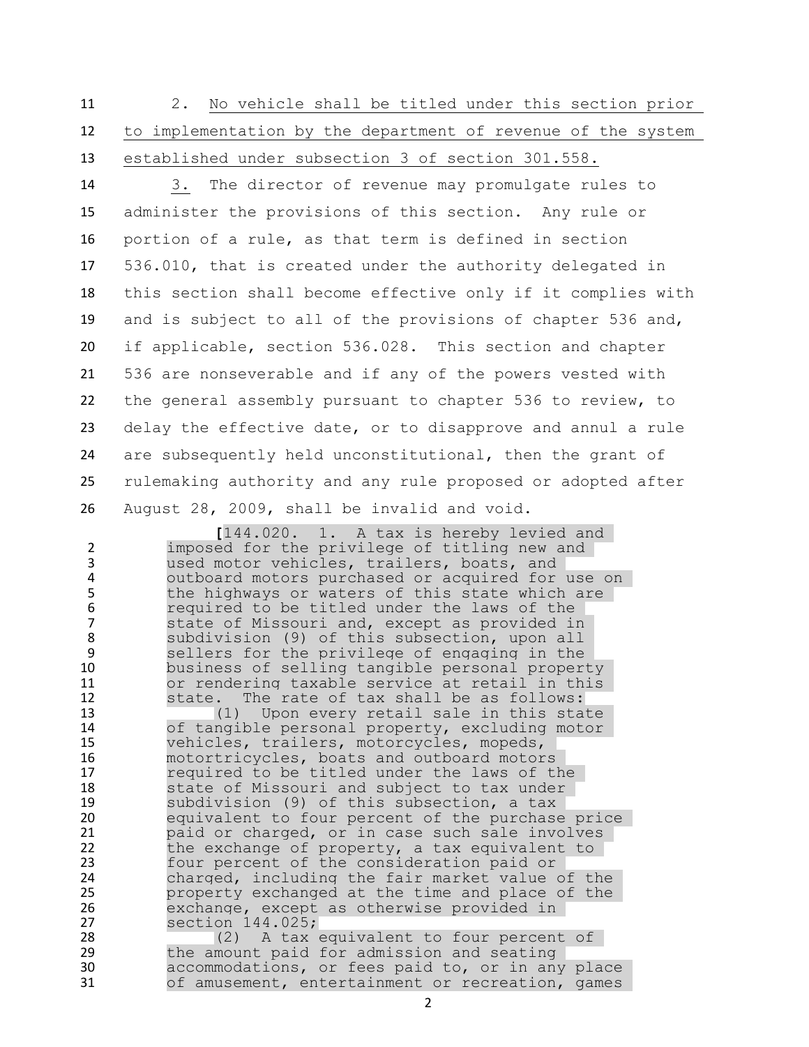2. No vehicle shall be titled under this section prior to implementation by the department of revenue of the system established under subsection 3 of section 301.558.

3. The director of revenue may promulgate rules to administer the provisions of this section. Any rule or portion of a rule, as that term is defined in section 536.010, that is created under the authority delegated in this section shall become effective only if it complies with and is subject to all of the provisions of chapter 536 and, if applicable, section 536.028. This section and chapter 536 are nonseverable and if any of the powers vested with the general assembly pursuant to chapter 536 to review, to delay the effective date, or to disapprove and annul a rule are subsequently held unconstitutional, then the grant of rulemaking authority and any rule proposed or adopted after August 28, 2009, shall be invalid and void.

[144.020. 1. A tax is hereby levied and imposed for the privilege of titling new and used motor vehicles, trailers, boats, and outboard motors purchased or acquired for use on the highways or waters of this state which are required to be titled under the laws of the state of Missouri and, except as provided in subdivision (9) of this subsection, upon all sellers for the privilege of engaging in the business of selling tangible personal property or rendering taxable service at retail in this state. The rate of tax shall be as follows:

(1) Upon every retail sale in this state of tangible personal property, excluding motor vehicles, trailers, motorcycles, mopeds, motortricycles, boats and outboard motors required to be titled under the laws of the state of Missouri and subject to tax under subdivision (9) of this subsection, a tax equivalent to four percent of the purchase price paid or charged, or in case such sale involves the exchange of property, a tax equivalent to four percent of the consideration paid or charged, including the fair market value of the property exchanged at the time and place of the exchange, except as otherwise provided in section 144.025;

(2) A tax equivalent to four percent of the amount paid for admission and seating accommodations, or fees paid to, or in any place of amusement, entertainment or recreation, games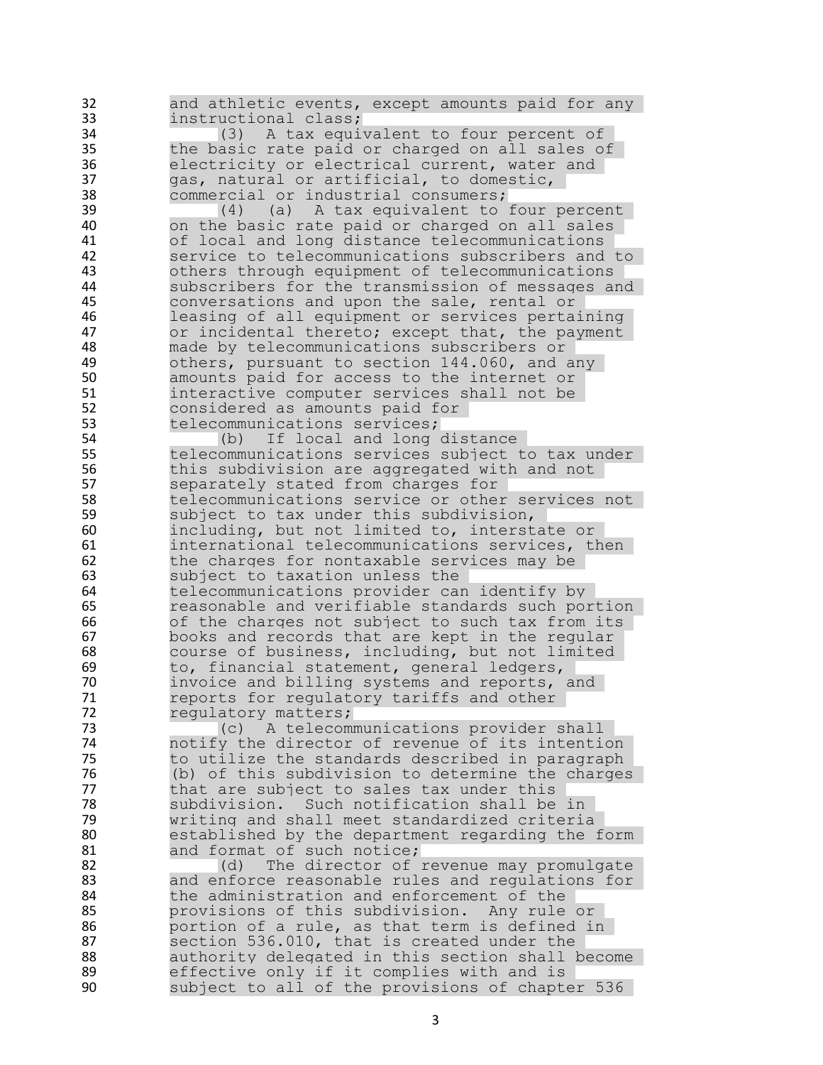and athletic events, except amounts paid for any instructional class;

(3) A tax equivalent to four percent of the basic rate paid or charged on all sales of electricity or electrical current, water and gas, natural or artificial, to domestic, commercial or industrial consumers;

(4) (a) A tax equivalent to four percent on the basic rate paid or charged on all sales of local and long distance telecommunications service to telecommunications subscribers and to others through equipment of telecommunications subscribers for the transmission of messages and conversations and upon the sale, rental or leasing of all equipment or services pertaining or incidental thereto; except that, the payment made by telecommunications subscribers or others, pursuant to section 144.060, and any amounts paid for access to the internet or interactive computer services shall not be considered as amounts paid for telecommunications services;

(b) If local and long distance telecommunications services subject to tax under this subdivision are aggregated with and not separately stated from charges for telecommunications service or other services not subject to tax under this subdivision, including, but not limited to, interstate or international telecommunications services, then the charges for nontaxable services may be subject to taxation unless the telecommunications provider can identify by reasonable and verifiable standards such portion of the charges not subject to such tax from its books and records that are kept in the regular course of business, including, but not limited to, financial statement, general ledgers, invoice and billing systems and reports, and reports for regulatory tariffs and other regulatory matters;

(c) A telecommunications provider shall notify the director of revenue of its intention to utilize the standards described in paragraph (b) of this subdivision to determine the charges that are subject to sales tax under this subdivision. Such notification shall be in writing and shall meet standardized criteria established by the department regarding the form and format of such notice;

(d) The director of revenue may promulgate and enforce reasonable rules and regulations for the administration and enforcement of the provisions of this subdivision. Any rule or portion of a rule, as that term is defined in section 536.010, that is created under the authority delegated in this section shall become effective only if it complies with and is subject to all of the provisions of chapter 536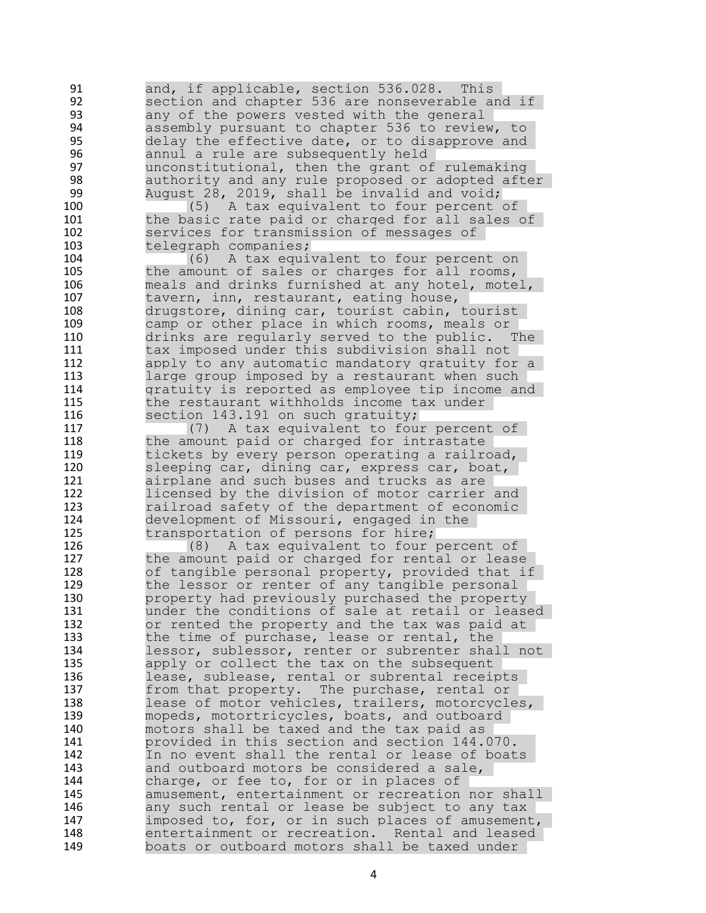and, if applicable, section 536.028. This section and chapter 536 are nonseverable and if any of the powers vested with the general assembly pursuant to chapter 536 to review, to delay the effective date, or to disapprove and annul a rule are subsequently held unconstitutional, then the grant of rulemaking authority and any rule proposed or adopted after August 28, 2019, shall be invalid and void;

(5) A tax equivalent to four percent of the basic rate paid or charged for all sales of services for transmission of messages of telegraph companies;

(6) A tax equivalent to four percent on the amount of sales or charges for all rooms, meals and drinks furnished at any hotel, motel, tavern, inn, restaurant, eating house, drugstore, dining car, tourist cabin, tourist camp or other place in which rooms, meals or drinks are regularly served to the public. The tax imposed under this subdivision shall not apply to any automatic mandatory gratuity for a large group imposed by a restaurant when such gratuity is reported as employee tip income and the restaurant withholds income tax under section 143.191 on such gratuity;

(7) A tax equivalent to four percent of the amount paid or charged for intrastate tickets by every person operating a railroad, sleeping car, dining car, express car, boat, airplane and such buses and trucks as are licensed by the division of motor carrier and railroad safety of the department of economic development of Missouri, engaged in the transportation of persons for hire;

(8) A tax equivalent to four percent of the amount paid or charged for rental or lease of tangible personal property, provided that if the lessor or renter of any tangible personal property had previously purchased the property under the conditions of sale at retail or leased or rented the property and the tax was paid at the time of purchase, lease or rental, the lessor, sublessor, renter or subrenter shall not apply or collect the tax on the subsequent lease, sublease, rental or subrental receipts from that property. The purchase, rental or lease of motor vehicles, trailers, motorcycles, mopeds, motortricycles, boats, and outboard motors shall be taxed and the tax paid as provided in this section and section 144.070. In no event shall the rental or lease of boats and outboard motors be considered a sale, charge, or fee to, for or in places of amusement, entertainment or recreation nor shall any such rental or lease be subject to any tax imposed to, for, or in such places of amusement, entertainment or recreation. Rental and leased boats or outboard motors shall be taxed under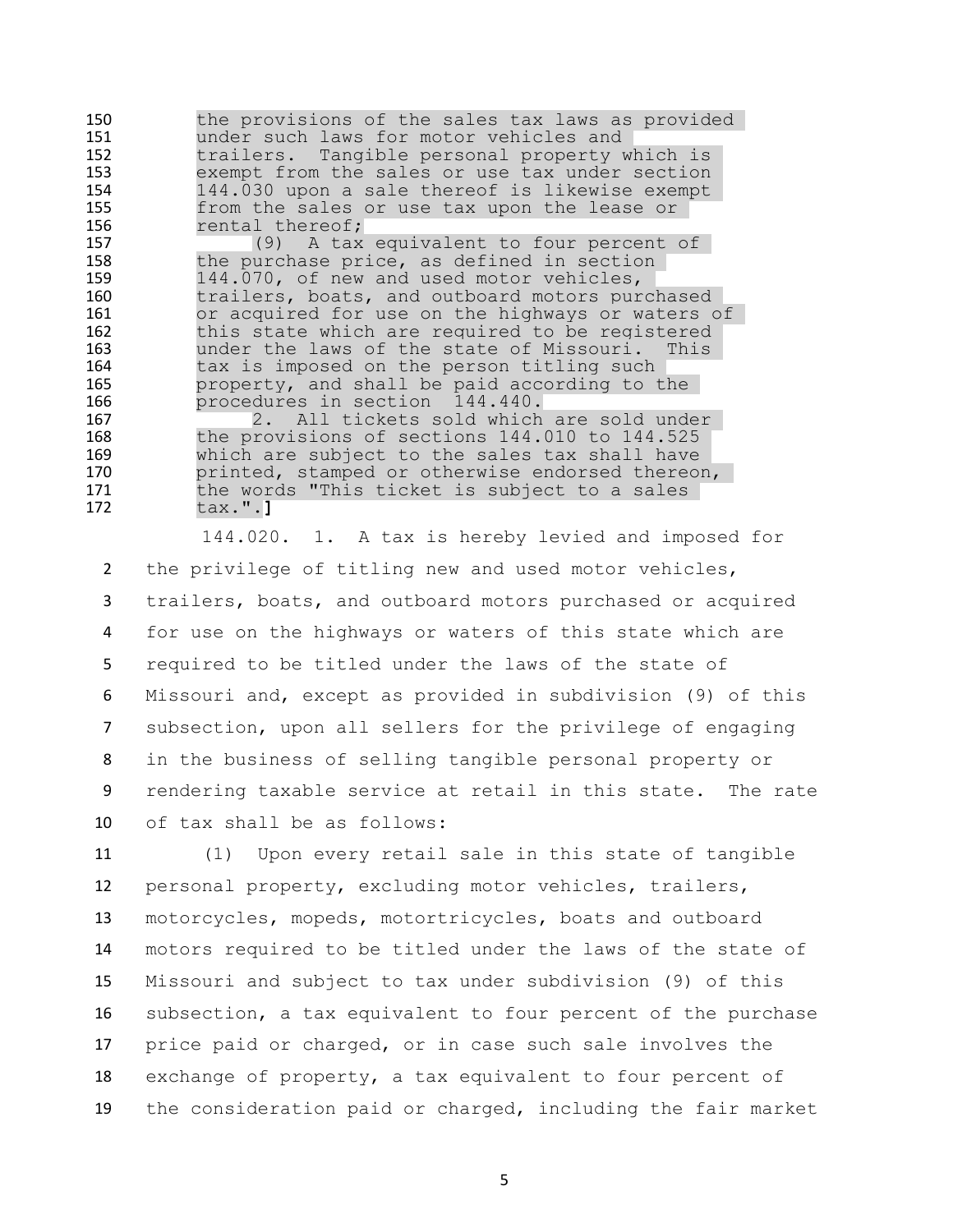150 the provisions of the sales tax laws as provided
151 under such laws for motor vehicles and
152 trailers. Tangible personal property which is
153 exempt from the sales or use tax under section
154 144.030 upon a sale thereof is likewise exempt
155 from the sales or use tax upon the lease or
156 rental thereof;

157 (9) A tax equivalent to four percent of
158 the purchase price, as defined in section
159 144.070, of new and used motor vehicles,
160 trailers, boats, and outboard motors purchased
161 or acquired for use on the highways or waters of
162 this state which are required to be registered
163 under the laws of the state of Missouri. This
164 tax is imposed on the person titling such
165 property, and shall be paid according to the
166 procedures in section 144.440.

167 2. All tickets sold which are sold under
168 the provisions of sections 144.010 to 144.525
169 which are subject to the sales tax shall have
170 printed, stamped or otherwise endorsed thereon,
171 the words "This ticket is subject to a sales
172 tax.".]

144.020. 1. A tax is hereby levied and imposed for
2 the privilege of titling new and used motor vehicles,
3 trailers, boats, and outboard motors purchased or acquired
4 for use on the highways or waters of this state which are
5 required to be titled under the laws of the state of
6 Missouri and, except as provided in subdivision (9) of this
7 subsection, upon all sellers for the privilege of engaging
8 in the business of selling tangible personal property or
9 rendering taxable service at retail in this state. The rate
10 of tax shall be as follows:

11 (1) Upon every retail sale in this state of tangible
12 personal property, excluding motor vehicles, trailers,
13 motorcycles, mopeds, motortricycles, boats and outboard
14 motors required to be titled under the laws of the state of
15 Missouri and subject to tax under subdivision (9) of this
16 subsection, a tax equivalent to four percent of the purchase
17 price paid or charged, or in case such sale involves the
18 exchange of property, a tax equivalent to four percent of
19 the consideration paid or charged, including the fair market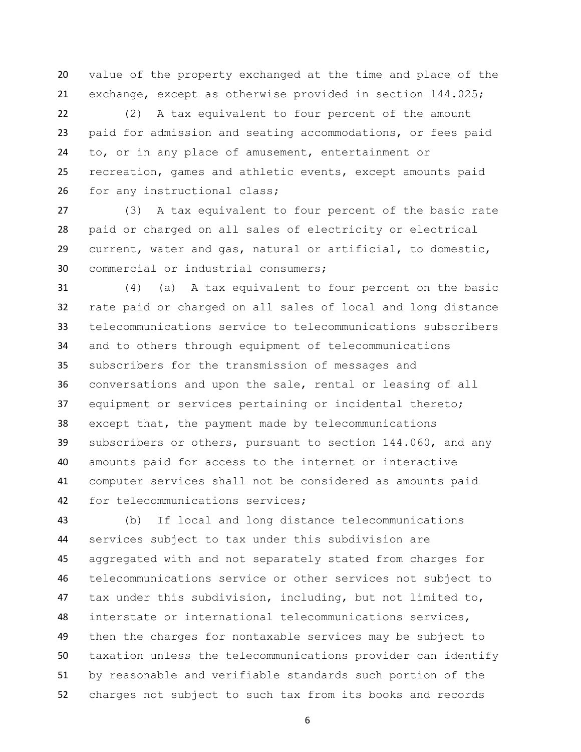value of the property exchanged at the time and place of the exchange, except as otherwise provided in section 144.025;

(2) A tax equivalent to four percent of the amount paid for admission and seating accommodations, or fees paid to, or in any place of amusement, entertainment or recreation, games and athletic events, except amounts paid for any instructional class;

(3) A tax equivalent to four percent of the basic rate paid or charged on all sales of electricity or electrical current, water and gas, natural or artificial, to domestic, commercial or industrial consumers;

(4) (a) A tax equivalent to four percent on the basic rate paid or charged on all sales of local and long distance telecommunications service to telecommunications subscribers and to others through equipment of telecommunications subscribers for the transmission of messages and conversations and upon the sale, rental or leasing of all equipment or services pertaining or incidental thereto; except that, the payment made by telecommunications subscribers or others, pursuant to section 144.060, and any amounts paid for access to the internet or interactive computer services shall not be considered as amounts paid for telecommunications services;

(b) If local and long distance telecommunications services subject to tax under this subdivision are aggregated with and not separately stated from charges for telecommunications service or other services not subject to tax under this subdivision, including, but not limited to, interstate or international telecommunications services, then the charges for nontaxable services may be subject to taxation unless the telecommunications provider can identify by reasonable and verifiable standards such portion of the charges not subject to such tax from its books and records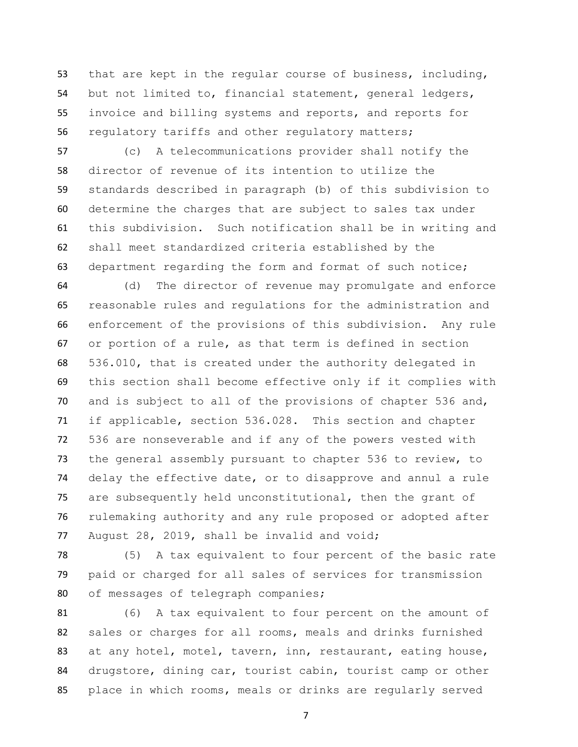that are kept in the regular course of business, including, but not limited to, financial statement, general ledgers, invoice and billing systems and reports, and reports for regulatory tariffs and other regulatory matters;

(c) A telecommunications provider shall notify the director of revenue of its intention to utilize the standards described in paragraph (b) of this subdivision to determine the charges that are subject to sales tax under this subdivision. Such notification shall be in writing and shall meet standardized criteria established by the department regarding the form and format of such notice;

(d) The director of revenue may promulgate and enforce reasonable rules and regulations for the administration and enforcement of the provisions of this subdivision. Any rule or portion of a rule, as that term is defined in section 536.010, that is created under the authority delegated in this section shall become effective only if it complies with and is subject to all of the provisions of chapter 536 and, if applicable, section 536.028. This section and chapter 536 are nonseverable and if any of the powers vested with the general assembly pursuant to chapter 536 to review, to delay the effective date, or to disapprove and annul a rule are subsequently held unconstitutional, then the grant of rulemaking authority and any rule proposed or adopted after August 28, 2019, shall be invalid and void;

(5) A tax equivalent to four percent of the basic rate paid or charged for all sales of services for transmission of messages of telegraph companies;

(6) A tax equivalent to four percent on the amount of sales or charges for all rooms, meals and drinks furnished at any hotel, motel, tavern, inn, restaurant, eating house, drugstore, dining car, tourist cabin, tourist camp or other place in which rooms, meals or drinks are regularly served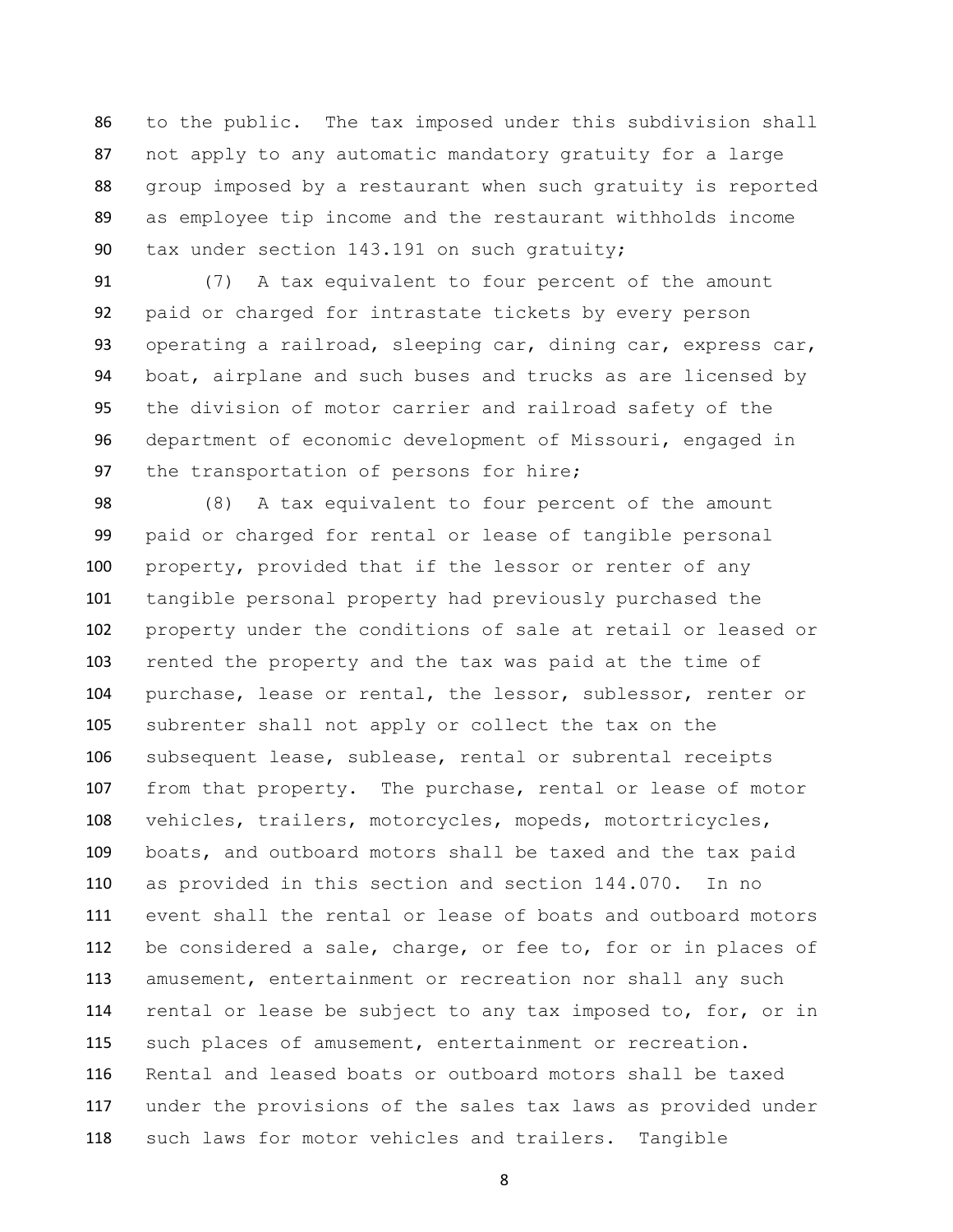to the public. The tax imposed under this subdivision shall not apply to any automatic mandatory gratuity for a large group imposed by a restaurant when such gratuity is reported as employee tip income and the restaurant withholds income tax under section 143.191 on such gratuity;

(7) A tax equivalent to four percent of the amount paid or charged for intrastate tickets by every person operating a railroad, sleeping car, dining car, express car, boat, airplane and such buses and trucks as are licensed by the division of motor carrier and railroad safety of the department of economic development of Missouri, engaged in the transportation of persons for hire;

(8) A tax equivalent to four percent of the amount paid or charged for rental or lease of tangible personal property, provided that if the lessor or renter of any tangible personal property had previously purchased the property under the conditions of sale at retail or leased or rented the property and the tax was paid at the time of purchase, lease or rental, the lessor, sublessor, renter or subrenter shall not apply or collect the tax on the subsequent lease, sublease, rental or subrental receipts from that property. The purchase, rental or lease of motor vehicles, trailers, motorcycles, mopeds, motortricycles, boats, and outboard motors shall be taxed and the tax paid as provided in this section and section 144.070. In no event shall the rental or lease of boats and outboard motors be considered a sale, charge, or fee to, for or in places of amusement, entertainment or recreation nor shall any such rental or lease be subject to any tax imposed to, for, or in such places of amusement, entertainment or recreation. Rental and leased boats or outboard motors shall be taxed under the provisions of the sales tax laws as provided under such laws for motor vehicles and trailers. Tangible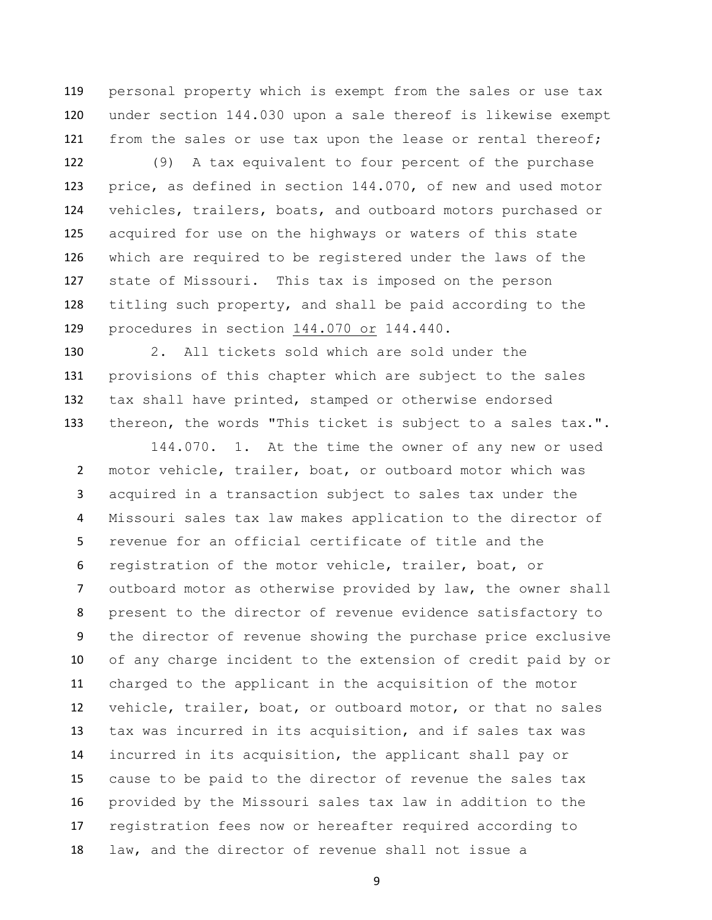personal property which is exempt from the sales or use tax under section 144.030 upon a sale thereof is likewise exempt from the sales or use tax upon the lease or rental thereof;

(9) A tax equivalent to four percent of the purchase price, as defined in section 144.070, of new and used motor vehicles, trailers, boats, and outboard motors purchased or acquired for use on the highways or waters of this state which are required to be registered under the laws of the state of Missouri. This tax is imposed on the person titling such property, and shall be paid according to the procedures in section 144.070 or 144.440.

2. All tickets sold which are sold under the provisions of this chapter which are subject to the sales tax shall have printed, stamped or otherwise endorsed thereon, the words "This ticket is subject to a sales tax.".

144.070. 1. At the time the owner of any new or used motor vehicle, trailer, boat, or outboard motor which was acquired in a transaction subject to sales tax under the Missouri sales tax law makes application to the director of revenue for an official certificate of title and the registration of the motor vehicle, trailer, boat, or outboard motor as otherwise provided by law, the owner shall present to the director of revenue evidence satisfactory to the director of revenue showing the purchase price exclusive of any charge incident to the extension of credit paid by or charged to the applicant in the acquisition of the motor vehicle, trailer, boat, or outboard motor, or that no sales tax was incurred in its acquisition, and if sales tax was incurred in its acquisition, the applicant shall pay or cause to be paid to the director of revenue the sales tax provided by the Missouri sales tax law in addition to the registration fees now or hereafter required according to law, and the director of revenue shall not issue a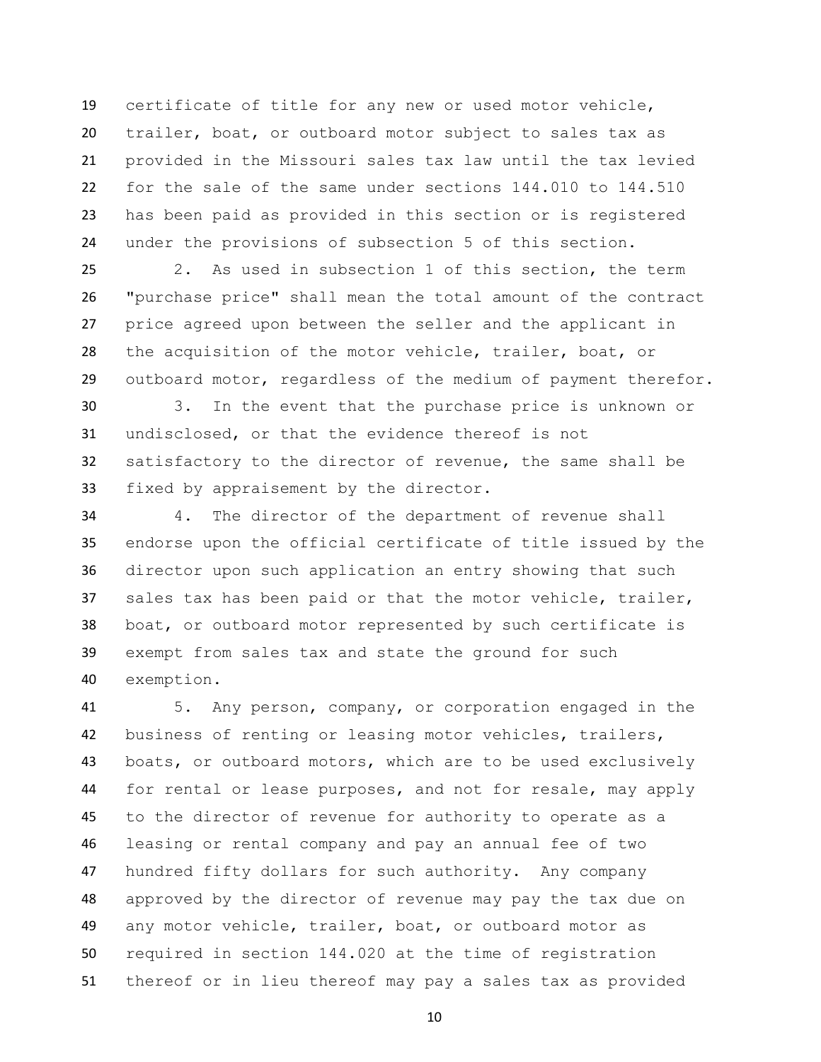certificate of title for any new or used motor vehicle, trailer, boat, or outboard motor subject to sales tax as provided in the Missouri sales tax law until the tax levied for the sale of the same under sections 144.010 to 144.510 has been paid as provided in this section or is registered under the provisions of subsection 5 of this section.

2. As used in subsection 1 of this section, the term "purchase price" shall mean the total amount of the contract price agreed upon between the seller and the applicant in the acquisition of the motor vehicle, trailer, boat, or outboard motor, regardless of the medium of payment therefor.

3. In the event that the purchase price is unknown or undisclosed, or that the evidence thereof is not satisfactory to the director of revenue, the same shall be fixed by appraisement by the director.

4. The director of the department of revenue shall endorse upon the official certificate of title issued by the director upon such application an entry showing that such sales tax has been paid or that the motor vehicle, trailer, boat, or outboard motor represented by such certificate is exempt from sales tax and state the ground for such exemption.

5. Any person, company, or corporation engaged in the business of renting or leasing motor vehicles, trailers, boats, or outboard motors, which are to be used exclusively for rental or lease purposes, and not for resale, may apply to the director of revenue for authority to operate as a leasing or rental company and pay an annual fee of two hundred fifty dollars for such authority. Any company approved by the director of revenue may pay the tax due on any motor vehicle, trailer, boat, or outboard motor as required in section 144.020 at the time of registration thereof or in lieu thereof may pay a sales tax as provided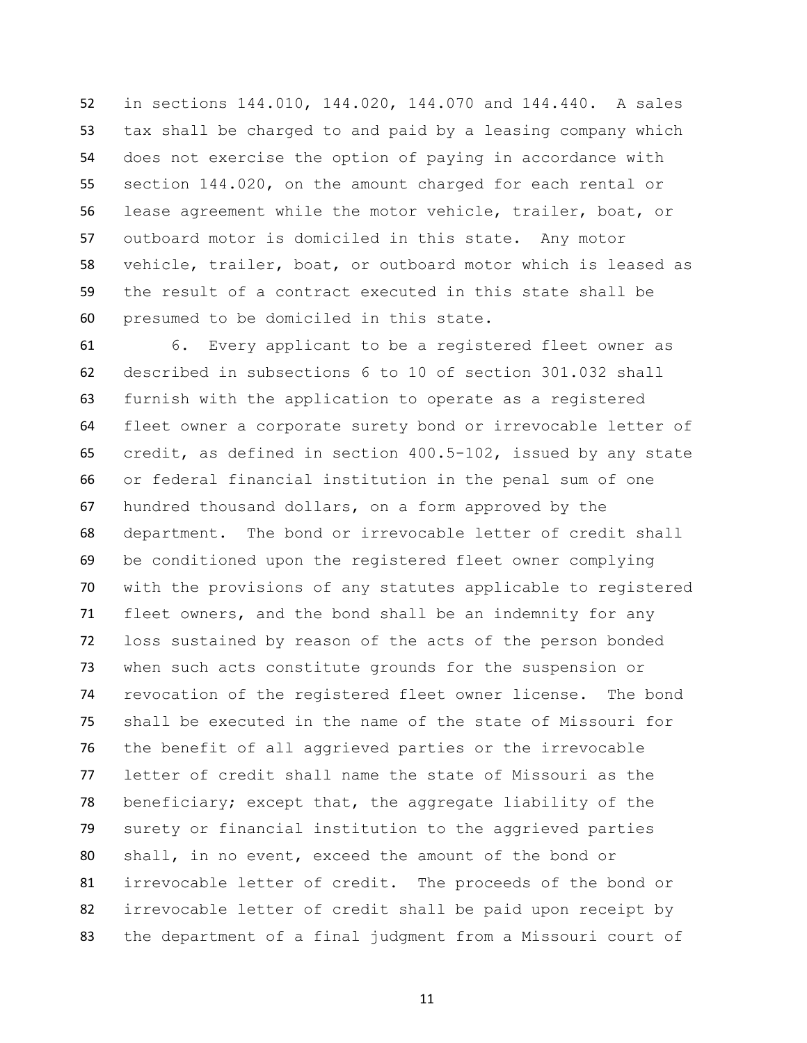in sections 144.010, 144.020, 144.070 and 144.440. A sales tax shall be charged to and paid by a leasing company which does not exercise the option of paying in accordance with section 144.020, on the amount charged for each rental or lease agreement while the motor vehicle, trailer, boat, or outboard motor is domiciled in this state. Any motor vehicle, trailer, boat, or outboard motor which is leased as the result of a contract executed in this state shall be presumed to be domiciled in this state.

6. Every applicant to be a registered fleet owner as described in subsections 6 to 10 of section 301.032 shall furnish with the application to operate as a registered fleet owner a corporate surety bond or irrevocable letter of credit, as defined in section 400.5-102, issued by any state or federal financial institution in the penal sum of one hundred thousand dollars, on a form approved by the department. The bond or irrevocable letter of credit shall be conditioned upon the registered fleet owner complying with the provisions of any statutes applicable to registered fleet owners, and the bond shall be an indemnity for any loss sustained by reason of the acts of the person bonded when such acts constitute grounds for the suspension or revocation of the registered fleet owner license. The bond shall be executed in the name of the state of Missouri for the benefit of all aggrieved parties or the irrevocable letter of credit shall name the state of Missouri as the beneficiary; except that, the aggregate liability of the surety or financial institution to the aggrieved parties shall, in no event, exceed the amount of the bond or irrevocable letter of credit. The proceeds of the bond or irrevocable letter of credit shall be paid upon receipt by the department of a final judgment from a Missouri court of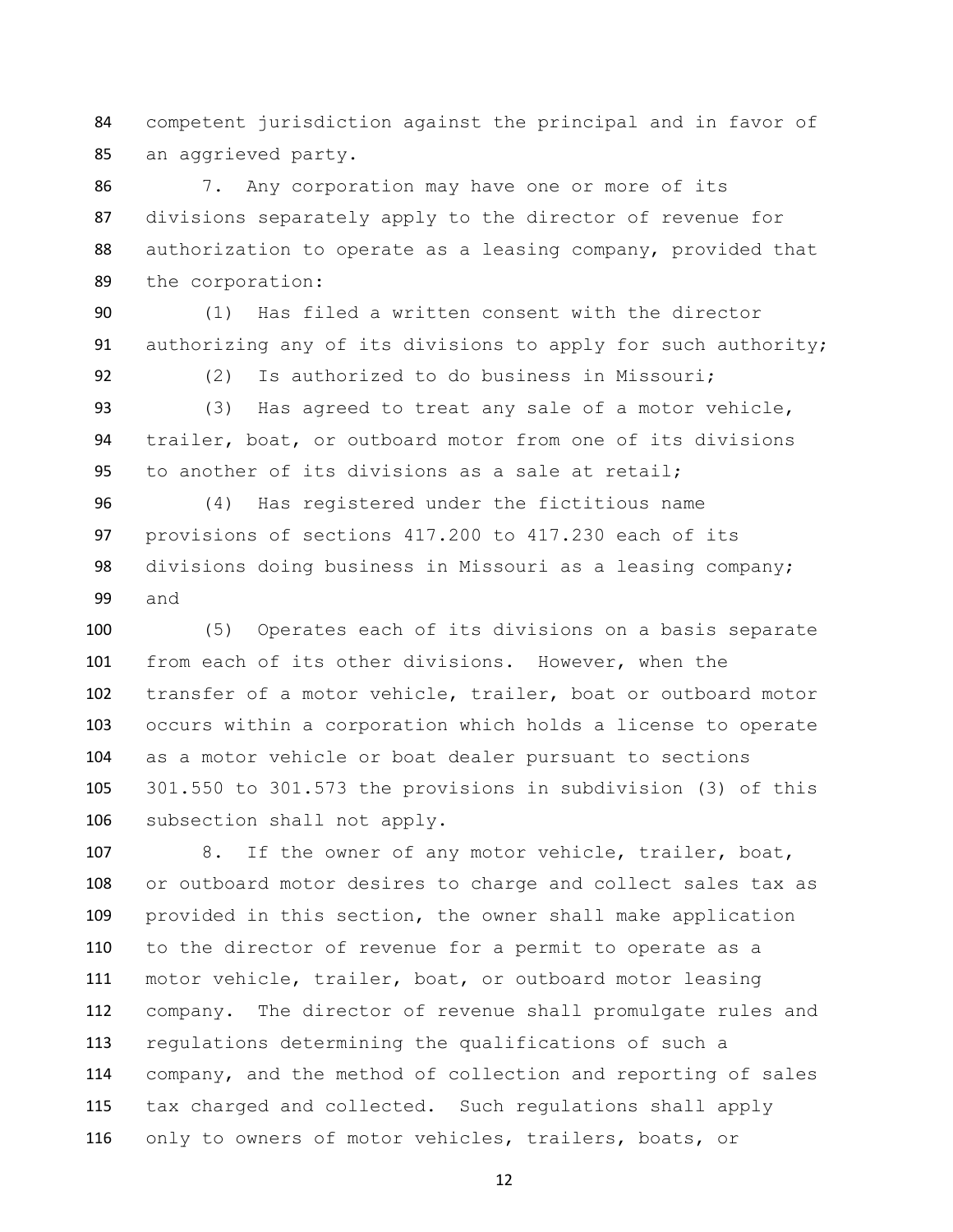competent jurisdiction against the principal and in favor of an aggrieved party.

7. Any corporation may have one or more of its divisions separately apply to the director of revenue for authorization to operate as a leasing company, provided that the corporation:

(1) Has filed a written consent with the director authorizing any of its divisions to apply for such authority;

(2) Is authorized to do business in Missouri;

(3) Has agreed to treat any sale of a motor vehicle, trailer, boat, or outboard motor from one of its divisions to another of its divisions as a sale at retail;

(4) Has registered under the fictitious name provisions of sections 417.200 to 417.230 each of its divisions doing business in Missouri as a leasing company; and

(5) Operates each of its divisions on a basis separate from each of its other divisions. However, when the transfer of a motor vehicle, trailer, boat or outboard motor occurs within a corporation which holds a license to operate as a motor vehicle or boat dealer pursuant to sections 301.550 to 301.573 the provisions in subdivision (3) of this subsection shall not apply.

8. If the owner of any motor vehicle, trailer, boat, or outboard motor desires to charge and collect sales tax as provided in this section, the owner shall make application to the director of revenue for a permit to operate as a motor vehicle, trailer, boat, or outboard motor leasing company. The director of revenue shall promulgate rules and regulations determining the qualifications of such a company, and the method of collection and reporting of sales tax charged and collected. Such regulations shall apply only to owners of motor vehicles, trailers, boats, or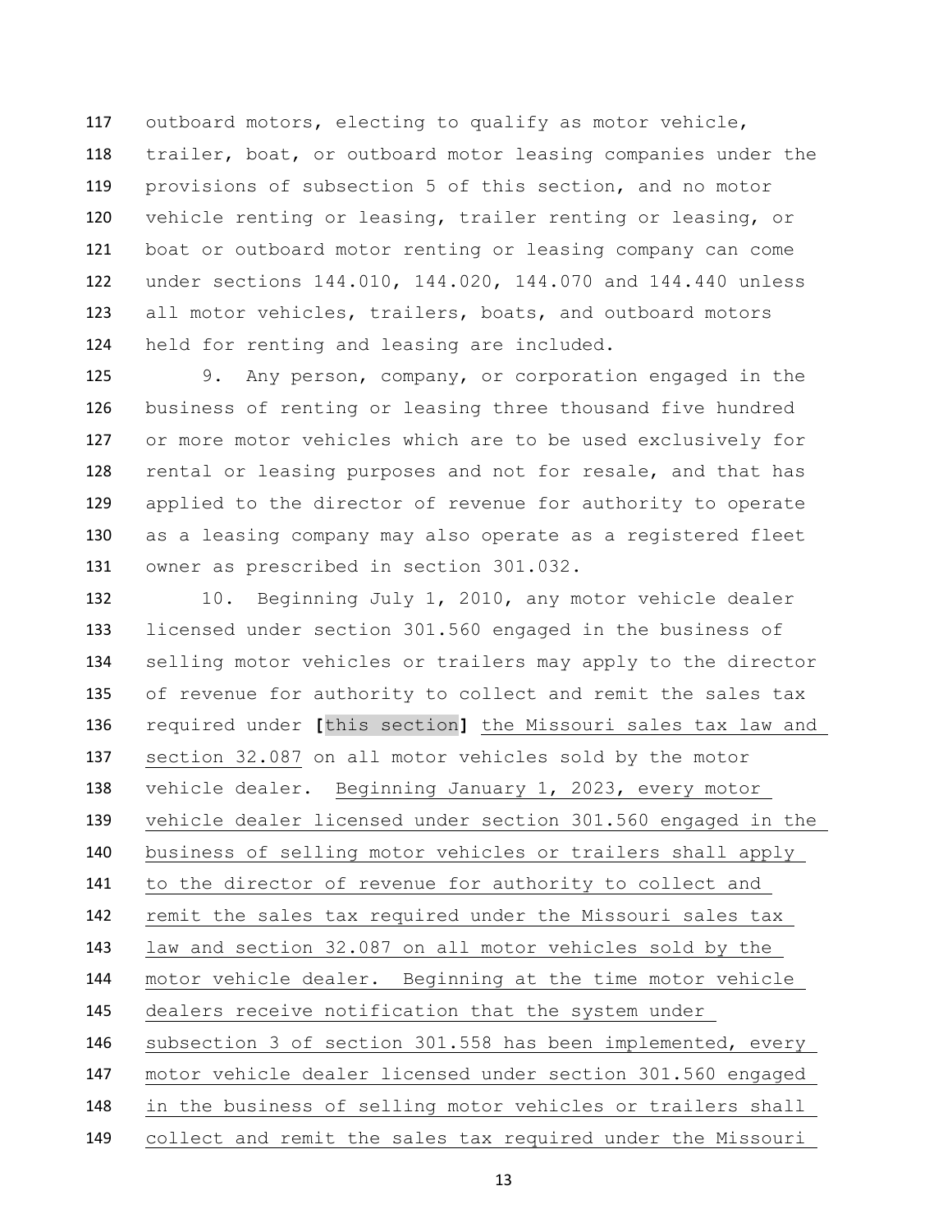outboard motors, electing to qualify as motor vehicle, trailer, boat, or outboard motor leasing companies under the provisions of subsection 5 of this section, and no motor vehicle renting or leasing, trailer renting or leasing, or boat or outboard motor renting or leasing company can come under sections 144.010, 144.020, 144.070 and 144.440 unless all motor vehicles, trailers, boats, and outboard motors held for renting and leasing are included.

9. Any person, company, or corporation engaged in the business of renting or leasing three thousand five hundred or more motor vehicles which are to be used exclusively for rental or leasing purposes and not for resale, and that has applied to the director of revenue for authority to operate as a leasing company may also operate as a registered fleet owner as prescribed in section 301.032.

10. Beginning July 1, 2010, any motor vehicle dealer licensed under section 301.560 engaged in the business of selling motor vehicles or trailers may apply to the director of revenue for authority to collect and remit the sales tax required under **[**this section**]** <u>the Missouri sales tax law and section 32.087</u> on all motor vehicles sold by the motor vehicle dealer. <u>Beginning January 1, 2023, every motor vehicle dealer licensed under section 301.560 engaged in the business of selling motor vehicles or trailers shall apply to the director of revenue for authority to collect and remit the sales tax required under the Missouri sales tax law and section 32.087 on all motor vehicles sold by the motor vehicle dealer. Beginning at the time motor vehicle dealers receive notification that the system under subsection 3 of section 301.558 has been implemented, every motor vehicle dealer licensed under section 301.560 engaged in the business of selling motor vehicles or trailers shall collect and remit the sales tax required under the Missouri</u>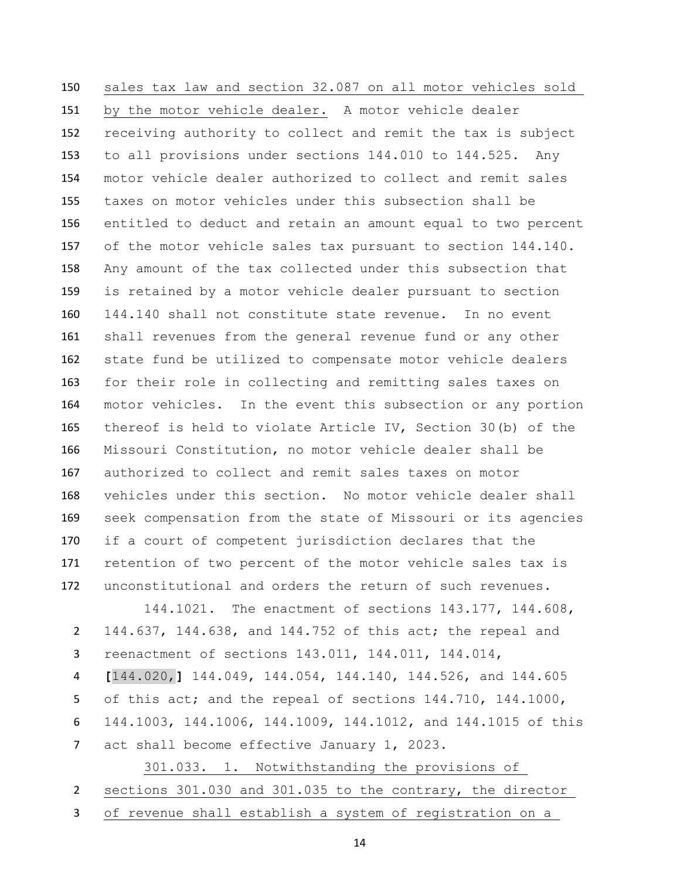sales tax law and section 32.087 on all motor vehicles sold by the motor vehicle dealer. A motor vehicle dealer receiving authority to collect and remit the tax is subject to all provisions under sections 144.010 to 144.525. Any motor vehicle dealer authorized to collect and remit sales taxes on motor vehicles under this subsection shall be entitled to deduct and retain an amount equal to two percent of the motor vehicle sales tax pursuant to section 144.140. Any amount of the tax collected under this subsection that is retained by a motor vehicle dealer pursuant to section 144.140 shall not constitute state revenue. In no event shall revenues from the general revenue fund or any other state fund be utilized to compensate motor vehicle dealers for their role in collecting and remitting sales taxes on motor vehicles. In the event this subsection or any portion thereof is held to violate Article IV, Section 30(b) of the Missouri Constitution, no motor vehicle dealer shall be authorized to collect and remit sales taxes on motor vehicles under this section. No motor vehicle dealer shall seek compensation from the state of Missouri or its agencies if a court of competent jurisdiction declares that the retention of two percent of the motor vehicle sales tax is unconstitutional and orders the return of such revenues.

144.1021. The enactment of sections 143.177, 144.608, 144.637, 144.638, and 144.752 of this act; the repeal and reenactment of sections 143.011, 144.011, 144.014, [144.020,] 144.049, 144.054, 144.140, 144.526, and 144.605 of this act; and the repeal of sections 144.710, 144.1000, 144.1003, 144.1006, 144.1009, 144.1012, and 144.1015 of this act shall become effective January 1, 2023.

301.033. 1. Notwithstanding the provisions of sections 301.030 and 301.035 to the contrary, the director of revenue shall establish a system of registration on a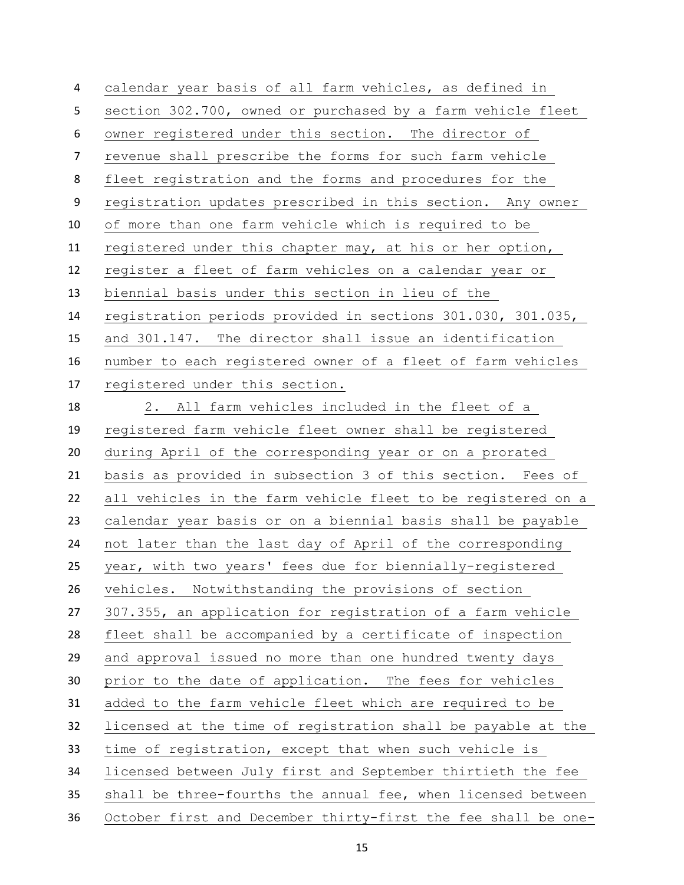calendar year basis of all farm vehicles, as defined in section 302.700, owned or purchased by a farm vehicle fleet owner registered under this section. The director of revenue shall prescribe the forms for such farm vehicle fleet registration and the forms and procedures for the registration updates prescribed in this section. Any owner of more than one farm vehicle which is required to be registered under this chapter may, at his or her option, register a fleet of farm vehicles on a calendar year or biennial basis under this section in lieu of the registration periods provided in sections 301.030, 301.035, and 301.147. The director shall issue an identification number to each registered owner of a fleet of farm vehicles registered under this section.

2. All farm vehicles included in the fleet of a registered farm vehicle fleet owner shall be registered during April of the corresponding year or on a prorated basis as provided in subsection 3 of this section. Fees of all vehicles in the farm vehicle fleet to be registered on a calendar year basis or on a biennial basis shall be payable not later than the last day of April of the corresponding year, with two years' fees due for biennially-registered vehicles. Notwithstanding the provisions of section 307.355, an application for registration of a farm vehicle fleet shall be accompanied by a certificate of inspection and approval issued no more than one hundred twenty days prior to the date of application. The fees for vehicles added to the farm vehicle fleet which are required to be licensed at the time of registration shall be payable at the time of registration, except that when such vehicle is licensed between July first and September thirtieth the fee shall be three-fourths the annual fee, when licensed between October first and December thirty-first the fee shall be one-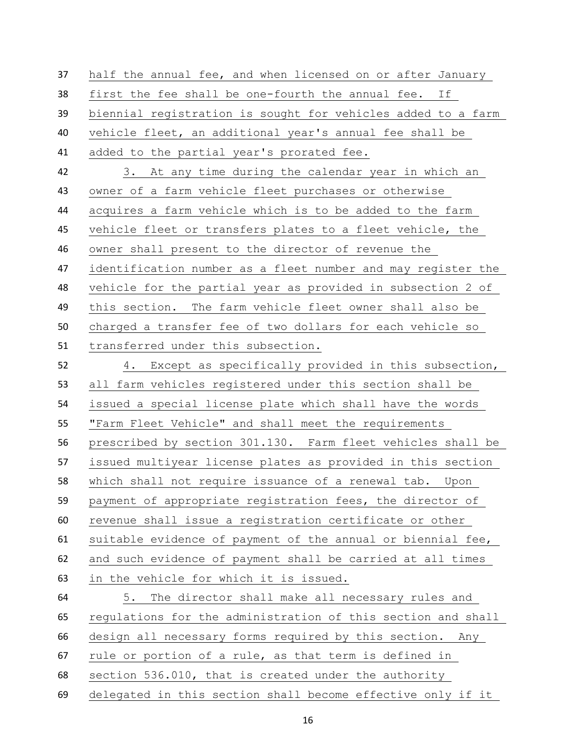half the annual fee, and when licensed on or after January first the fee shall be one-fourth the annual fee. If biennial registration is sought for vehicles added to a farm vehicle fleet, an additional year's annual fee shall be added to the partial year's prorated fee.

3. At any time during the calendar year in which an owner of a farm vehicle fleet purchases or otherwise acquires a farm vehicle which is to be added to the farm vehicle fleet or transfers plates to a fleet vehicle, the owner shall present to the director of revenue the identification number as a fleet number and may register the vehicle for the partial year as provided in subsection 2 of this section. The farm vehicle fleet owner shall also be charged a transfer fee of two dollars for each vehicle so transferred under this subsection.

4. Except as specifically provided in this subsection, all farm vehicles registered under this section shall be issued a special license plate which shall have the words "Farm Fleet Vehicle" and shall meet the requirements prescribed by section 301.130. Farm fleet vehicles shall be issued multiyear license plates as provided in this section which shall not require issuance of a renewal tab. Upon payment of appropriate registration fees, the director of revenue shall issue a registration certificate or other suitable evidence of payment of the annual or biennial fee, and such evidence of payment shall be carried at all times in the vehicle for which it is issued.

5. The director shall make all necessary rules and regulations for the administration of this section and shall design all necessary forms required by this section. Any rule or portion of a rule, as that term is defined in section 536.010, that is created under the authority delegated in this section shall become effective only if it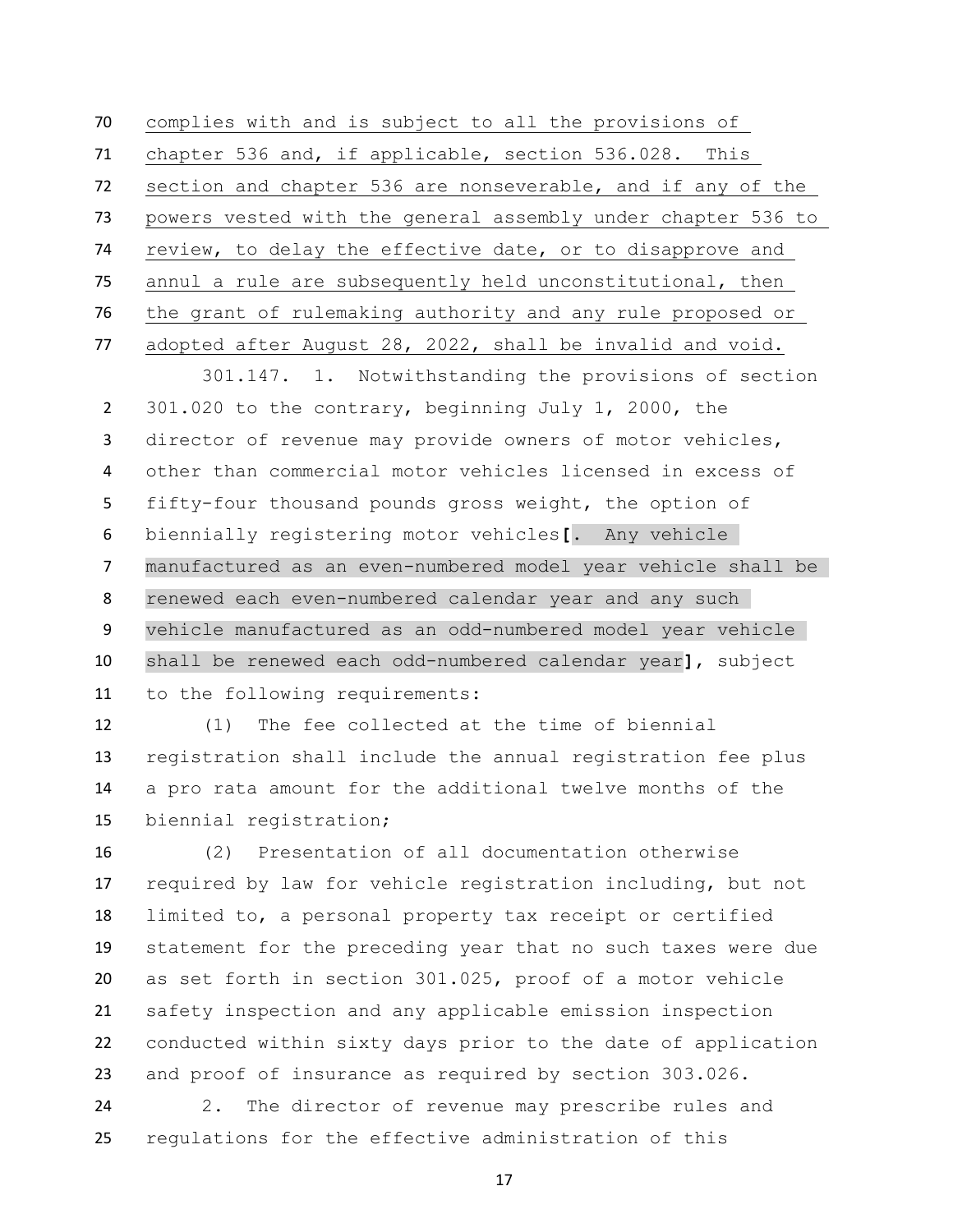complies with and is subject to all the provisions of chapter 536 and, if applicable, section 536.028. This section and chapter 536 are nonseverable, and if any of the powers vested with the general assembly under chapter 536 to review, to delay the effective date, or to disapprove and annul a rule are subsequently held unconstitutional, then the grant of rulemaking authority and any rule proposed or adopted after August 28, 2022, shall be invalid and void.

301.147. 1. Notwithstanding the provisions of section 301.020 to the contrary, beginning July 1, 2000, the director of revenue may provide owners of motor vehicles, other than commercial motor vehicles licensed in excess of fifty-four thousand pounds gross weight, the option of biennially registering motor vehicles**[**. Any vehicle manufactured as an even-numbered model year vehicle shall be renewed each even-numbered calendar year and any such vehicle manufactured as an odd-numbered model year vehicle shall be renewed each odd-numbered calendar year**]**, subject to the following requirements:

(1) The fee collected at the time of biennial registration shall include the annual registration fee plus a pro rata amount for the additional twelve months of the biennial registration;

(2) Presentation of all documentation otherwise required by law for vehicle registration including, but not limited to, a personal property tax receipt or certified statement for the preceding year that no such taxes were due as set forth in section 301.025, proof of a motor vehicle safety inspection and any applicable emission inspection conducted within sixty days prior to the date of application and proof of insurance as required by section 303.026.

2. The director of revenue may prescribe rules and regulations for the effective administration of this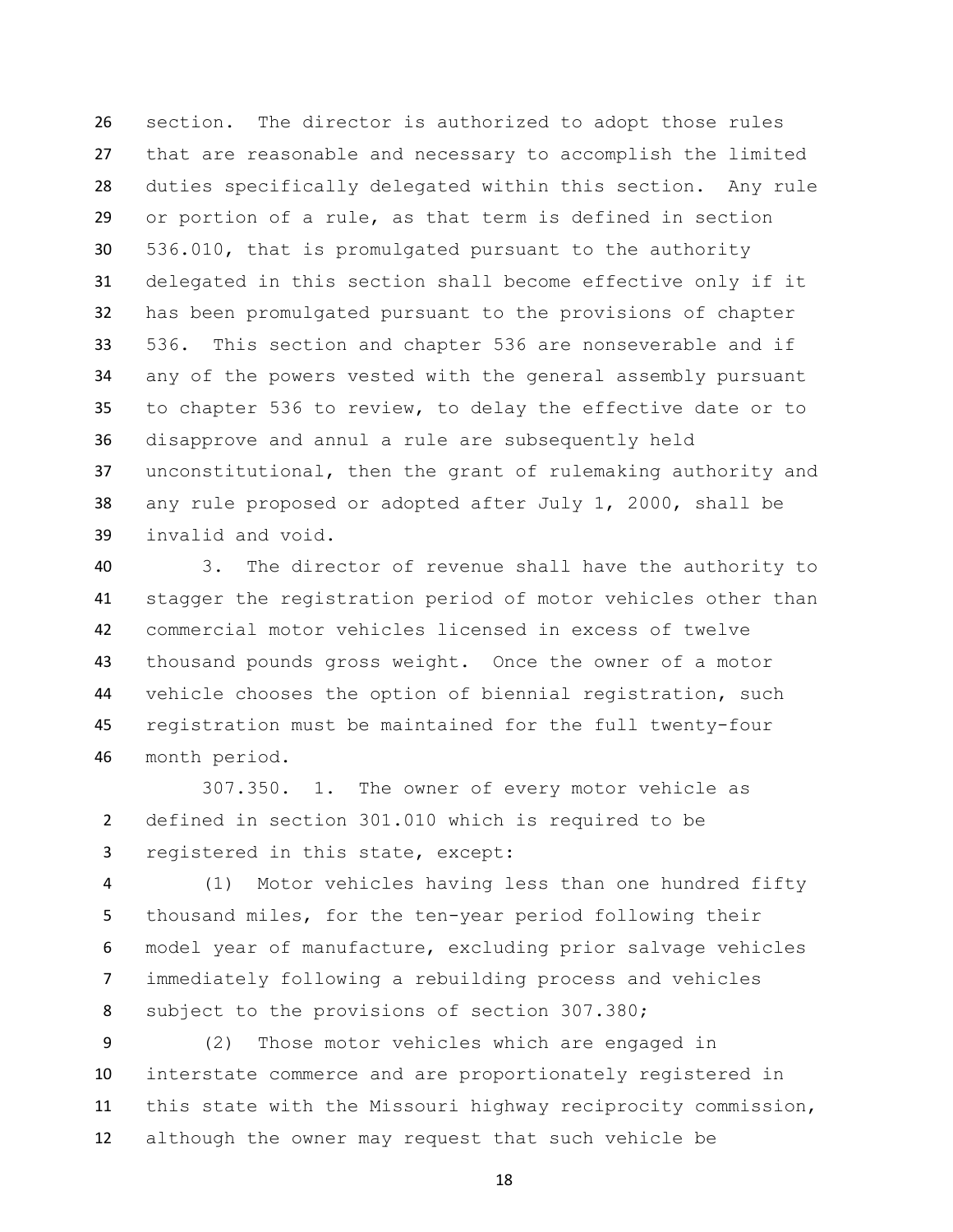section. The director is authorized to adopt those rules that are reasonable and necessary to accomplish the limited duties specifically delegated within this section. Any rule or portion of a rule, as that term is defined in section 536.010, that is promulgated pursuant to the authority delegated in this section shall become effective only if it has been promulgated pursuant to the provisions of chapter 536. This section and chapter 536 are nonseverable and if any of the powers vested with the general assembly pursuant to chapter 536 to review, to delay the effective date or to disapprove and annul a rule are subsequently held unconstitutional, then the grant of rulemaking authority and any rule proposed or adopted after July 1, 2000, shall be invalid and void.

3. The director of revenue shall have the authority to stagger the registration period of motor vehicles other than commercial motor vehicles licensed in excess of twelve thousand pounds gross weight. Once the owner of a motor vehicle chooses the option of biennial registration, such registration must be maintained for the full twenty-four month period.

307.350. 1. The owner of every motor vehicle as defined in section 301.010 which is required to be registered in this state, except:

(1) Motor vehicles having less than one hundred fifty thousand miles, for the ten-year period following their model year of manufacture, excluding prior salvage vehicles immediately following a rebuilding process and vehicles subject to the provisions of section 307.380;

(2) Those motor vehicles which are engaged in interstate commerce and are proportionately registered in this state with the Missouri highway reciprocity commission, although the owner may request that such vehicle be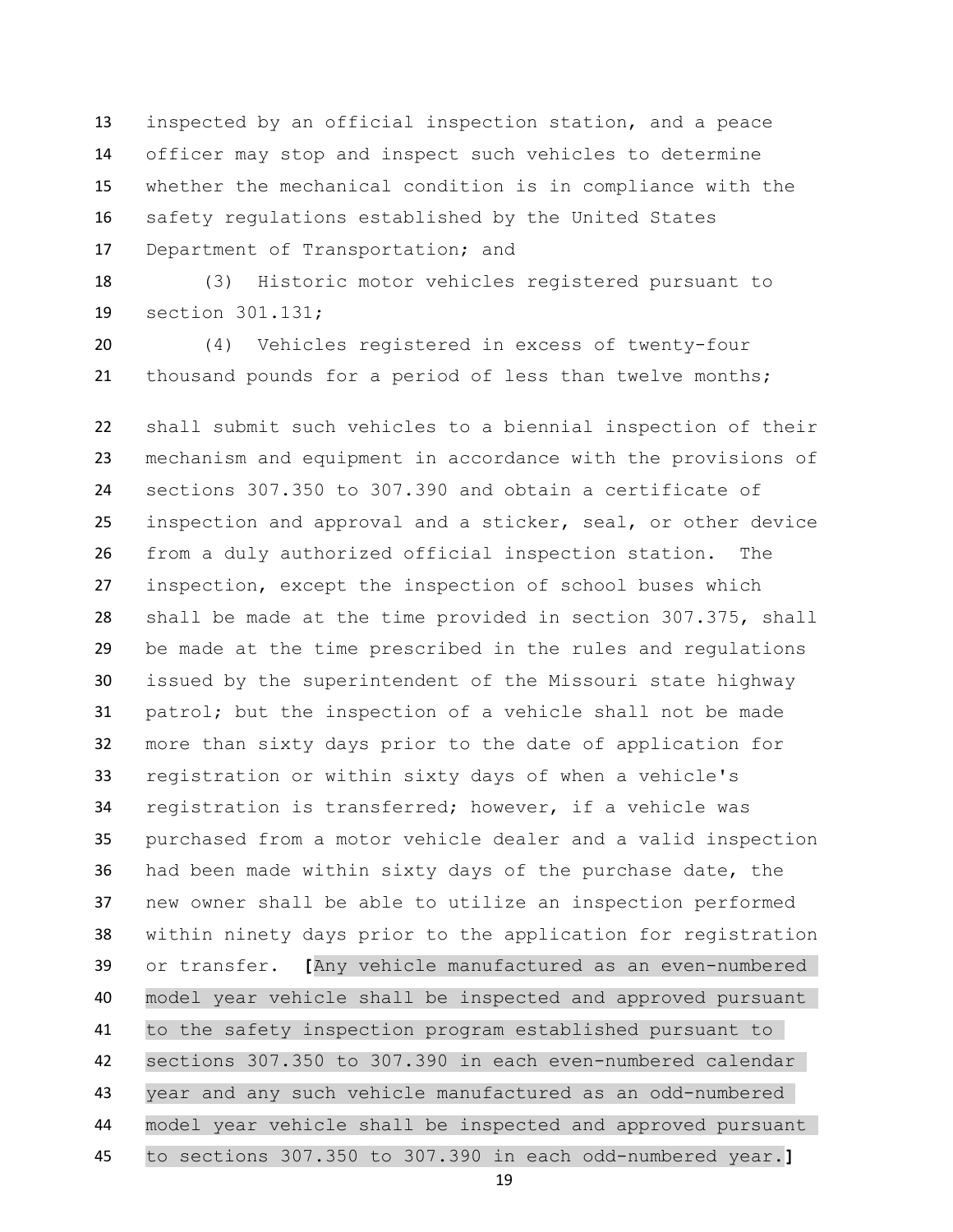inspected by an official inspection station, and a peace officer may stop and inspect such vehicles to determine whether the mechanical condition is in compliance with the safety regulations established by the United States Department of Transportation; and

(3) Historic motor vehicles registered pursuant to section 301.131;

(4) Vehicles registered in excess of twenty-four thousand pounds for a period of less than twelve months;

shall submit such vehicles to a biennial inspection of their mechanism and equipment in accordance with the provisions of sections 307.350 to 307.390 and obtain a certificate of inspection and approval and a sticker, seal, or other device from a duly authorized official inspection station. The inspection, except the inspection of school buses which shall be made at the time provided in section 307.375, shall be made at the time prescribed in the rules and regulations issued by the superintendent of the Missouri state highway patrol; but the inspection of a vehicle shall not be made more than sixty days prior to the date of application for registration or within sixty days of when a vehicle's registration is transferred; however, if a vehicle was purchased from a motor vehicle dealer and a valid inspection had been made within sixty days of the purchase date, the new owner shall be able to utilize an inspection performed within ninety days prior to the application for registration or transfer. **[**Any vehicle manufactured as an even-numbered model year vehicle shall be inspected and approved pursuant to the safety inspection program established pursuant to sections 307.350 to 307.390 in each even-numbered calendar year and any such vehicle manufactured as an odd-numbered model year vehicle shall be inspected and approved pursuant to sections 307.350 to 307.390 in each odd-numbered year.**]**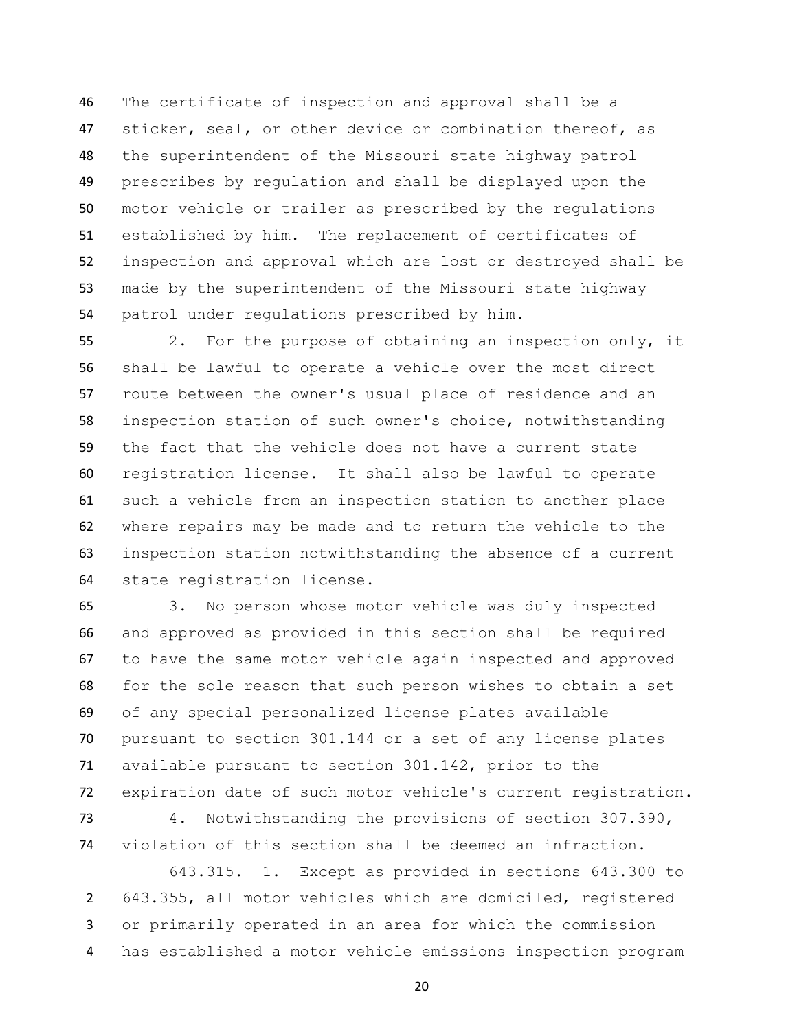The certificate of inspection and approval shall be a sticker, seal, or other device or combination thereof, as the superintendent of the Missouri state highway patrol prescribes by regulation and shall be displayed upon the motor vehicle or trailer as prescribed by the regulations established by him. The replacement of certificates of inspection and approval which are lost or destroyed shall be made by the superintendent of the Missouri state highway patrol under regulations prescribed by him.

2. For the purpose of obtaining an inspection only, it shall be lawful to operate a vehicle over the most direct route between the owner's usual place of residence and an inspection station of such owner's choice, notwithstanding the fact that the vehicle does not have a current state registration license. It shall also be lawful to operate such a vehicle from an inspection station to another place where repairs may be made and to return the vehicle to the inspection station notwithstanding the absence of a current state registration license.

3. No person whose motor vehicle was duly inspected and approved as provided in this section shall be required to have the same motor vehicle again inspected and approved for the sole reason that such person wishes to obtain a set of any special personalized license plates available pursuant to section 301.144 or a set of any license plates available pursuant to section 301.142, prior to the expiration date of such motor vehicle's current registration.

4. Notwithstanding the provisions of section 307.390, violation of this section shall be deemed an infraction.

643.315. 1. Except as provided in sections 643.300 to 643.355, all motor vehicles which are domiciled, registered or primarily operated in an area for which the commission has established a motor vehicle emissions inspection program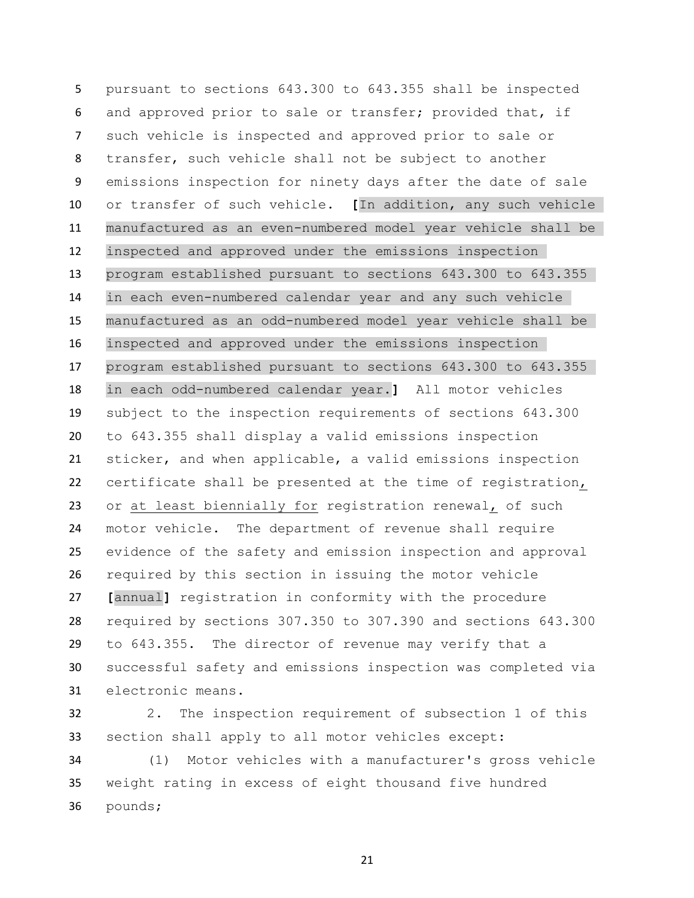pursuant to sections 643.300 to 643.355 shall be inspected and approved prior to sale or transfer; provided that, if such vehicle is inspected and approved prior to sale or transfer, such vehicle shall not be subject to another emissions inspection for ninety days after the date of sale or transfer of such vehicle. **[**In addition, any such vehicle manufactured as an even-numbered model year vehicle shall be inspected and approved under the emissions inspection program established pursuant to sections 643.300 to 643.355 in each even-numbered calendar year and any such vehicle manufactured as an odd-numbered model year vehicle shall be inspected and approved under the emissions inspection program established pursuant to sections 643.300 to 643.355 in each odd-numbered calendar year.**]** All motor vehicles subject to the inspection requirements of sections 643.300 to 643.355 shall display a valid emissions inspection sticker, and when applicable, a valid emissions inspection certificate shall be presented at the time of registration<u>,</u> or <u>at least biennially for</u> registration renewal<u>,</u> of such motor vehicle. The department of revenue shall require evidence of the safety and emission inspection and approval required by this section in issuing the motor vehicle **[**annual**]** registration in conformity with the procedure required by sections 307.350 to 307.390 and sections 643.300 to 643.355. The director of revenue may verify that a successful safety and emissions inspection was completed via electronic means.

2. The inspection requirement of subsection 1 of this section shall apply to all motor vehicles except:

(1) Motor vehicles with a manufacturer's gross vehicle weight rating in excess of eight thousand five hundred pounds;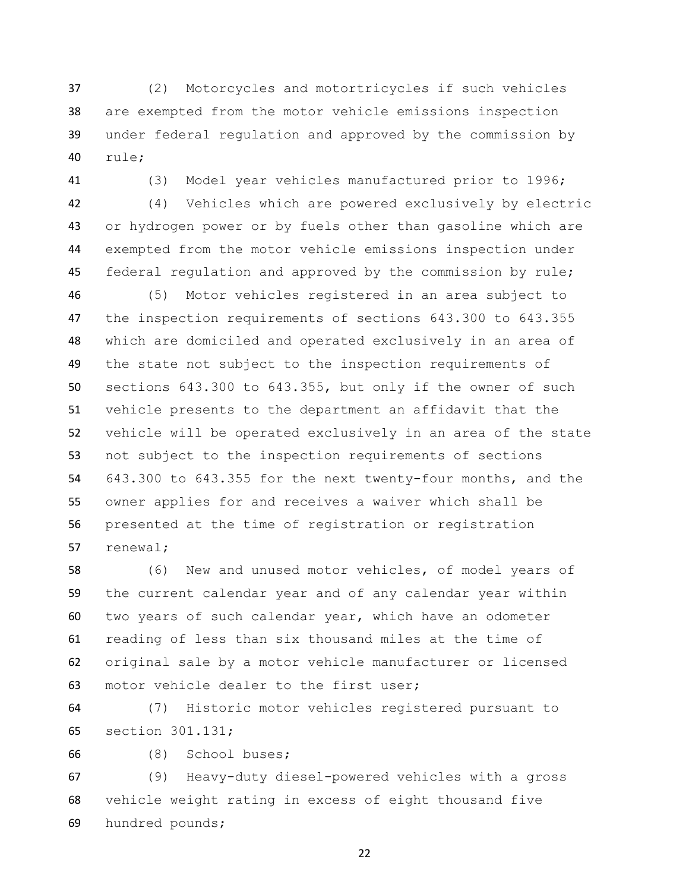(2) Motorcycles and motortricycles if such vehicles are exempted from the motor vehicle emissions inspection under federal regulation and approved by the commission by rule;

(3) Model year vehicles manufactured prior to 1996;

(4) Vehicles which are powered exclusively by electric or hydrogen power or by fuels other than gasoline which are exempted from the motor vehicle emissions inspection under federal regulation and approved by the commission by rule;

(5) Motor vehicles registered in an area subject to the inspection requirements of sections 643.300 to 643.355 which are domiciled and operated exclusively in an area of the state not subject to the inspection requirements of sections 643.300 to 643.355, but only if the owner of such vehicle presents to the department an affidavit that the vehicle will be operated exclusively in an area of the state not subject to the inspection requirements of sections 643.300 to 643.355 for the next twenty-four months, and the owner applies for and receives a waiver which shall be presented at the time of registration or registration renewal;

(6) New and unused motor vehicles, of model years of the current calendar year and of any calendar year within two years of such calendar year, which have an odometer reading of less than six thousand miles at the time of original sale by a motor vehicle manufacturer or licensed motor vehicle dealer to the first user;

(7) Historic motor vehicles registered pursuant to section 301.131;

(8) School buses;

(9) Heavy-duty diesel-powered vehicles with a gross vehicle weight rating in excess of eight thousand five hundred pounds;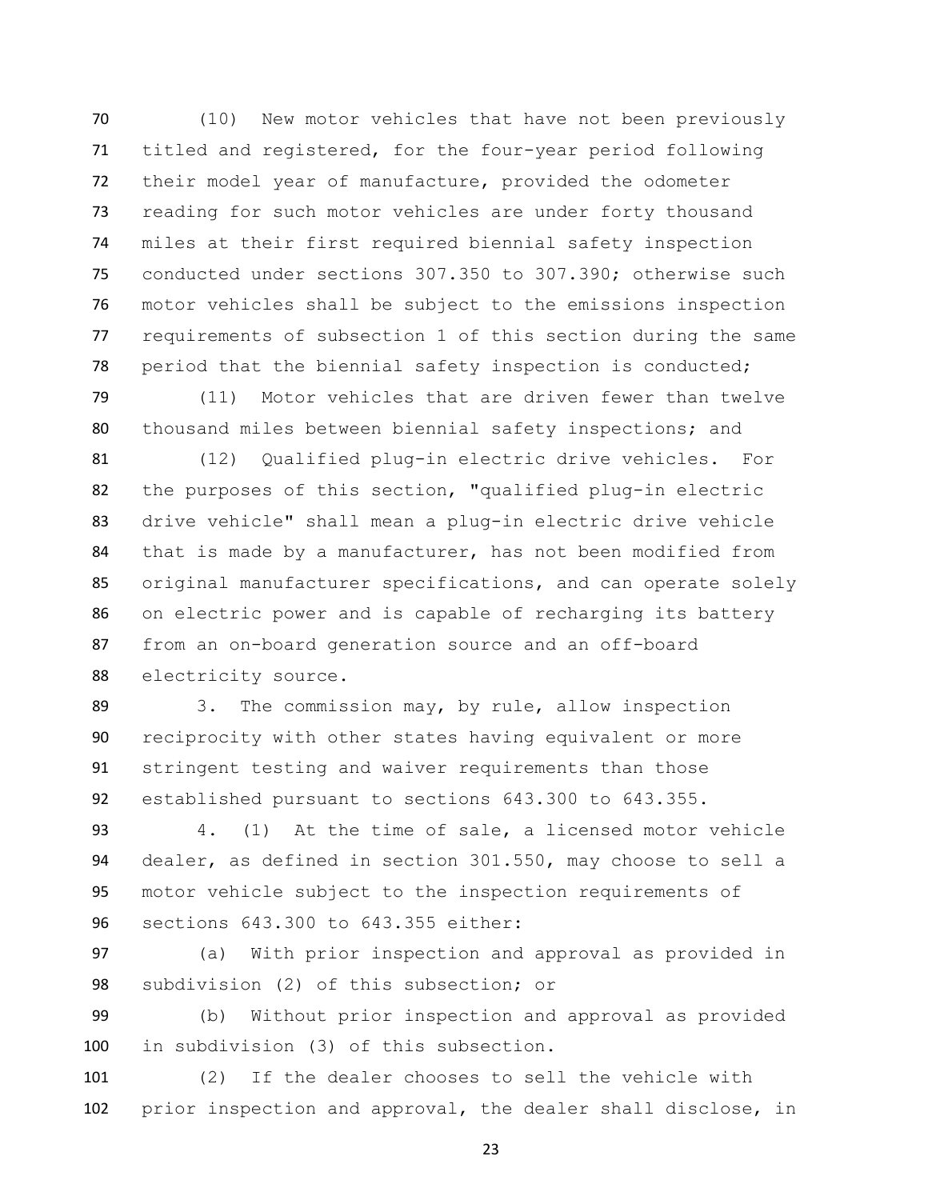(10) New motor vehicles that have not been previously titled and registered, for the four-year period following their model year of manufacture, provided the odometer reading for such motor vehicles are under forty thousand miles at their first required biennial safety inspection conducted under sections 307.350 to 307.390; otherwise such motor vehicles shall be subject to the emissions inspection requirements of subsection 1 of this section during the same period that the biennial safety inspection is conducted;

(11) Motor vehicles that are driven fewer than twelve thousand miles between biennial safety inspections; and

(12) Qualified plug-in electric drive vehicles. For the purposes of this section, "qualified plug-in electric drive vehicle" shall mean a plug-in electric drive vehicle that is made by a manufacturer, has not been modified from original manufacturer specifications, and can operate solely on electric power and is capable of recharging its battery from an on-board generation source and an off-board electricity source.

3. The commission may, by rule, allow inspection reciprocity with other states having equivalent or more stringent testing and waiver requirements than those established pursuant to sections 643.300 to 643.355.

4. (1) At the time of sale, a licensed motor vehicle dealer, as defined in section 301.550, may choose to sell a motor vehicle subject to the inspection requirements of sections 643.300 to 643.355 either:

(a) With prior inspection and approval as provided in subdivision (2) of this subsection; or

(b) Without prior inspection and approval as provided in subdivision (3) of this subsection.

(2) If the dealer chooses to sell the vehicle with prior inspection and approval, the dealer shall disclose, in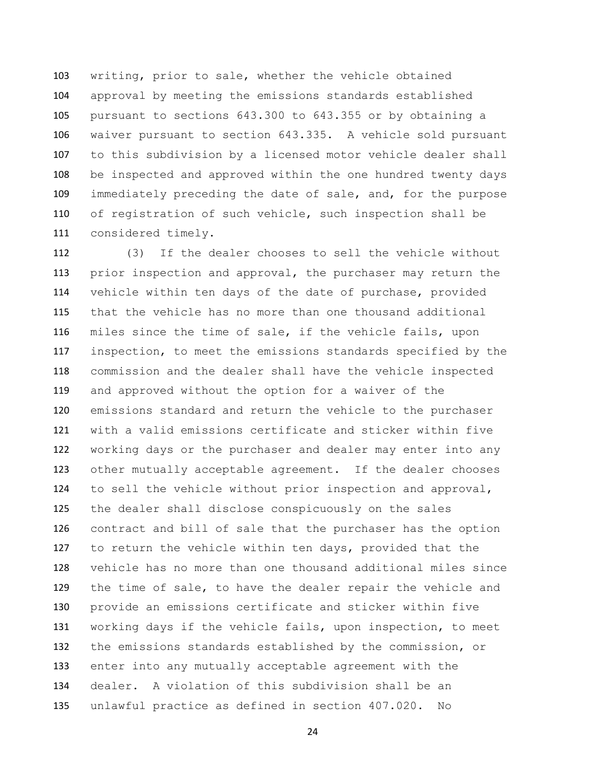writing, prior to sale, whether the vehicle obtained approval by meeting the emissions standards established pursuant to sections 643.300 to 643.355 or by obtaining a waiver pursuant to section 643.335. A vehicle sold pursuant to this subdivision by a licensed motor vehicle dealer shall be inspected and approved within the one hundred twenty days immediately preceding the date of sale, and, for the purpose of registration of such vehicle, such inspection shall be considered timely.

(3) If the dealer chooses to sell the vehicle without prior inspection and approval, the purchaser may return the vehicle within ten days of the date of purchase, provided that the vehicle has no more than one thousand additional miles since the time of sale, if the vehicle fails, upon inspection, to meet the emissions standards specified by the commission and the dealer shall have the vehicle inspected and approved without the option for a waiver of the emissions standard and return the vehicle to the purchaser with a valid emissions certificate and sticker within five working days or the purchaser and dealer may enter into any other mutually acceptable agreement. If the dealer chooses to sell the vehicle without prior inspection and approval, the dealer shall disclose conspicuously on the sales contract and bill of sale that the purchaser has the option to return the vehicle within ten days, provided that the vehicle has no more than one thousand additional miles since the time of sale, to have the dealer repair the vehicle and provide an emissions certificate and sticker within five working days if the vehicle fails, upon inspection, to meet the emissions standards established by the commission, or enter into any mutually acceptable agreement with the dealer. A violation of this subdivision shall be an unlawful practice as defined in section 407.020. No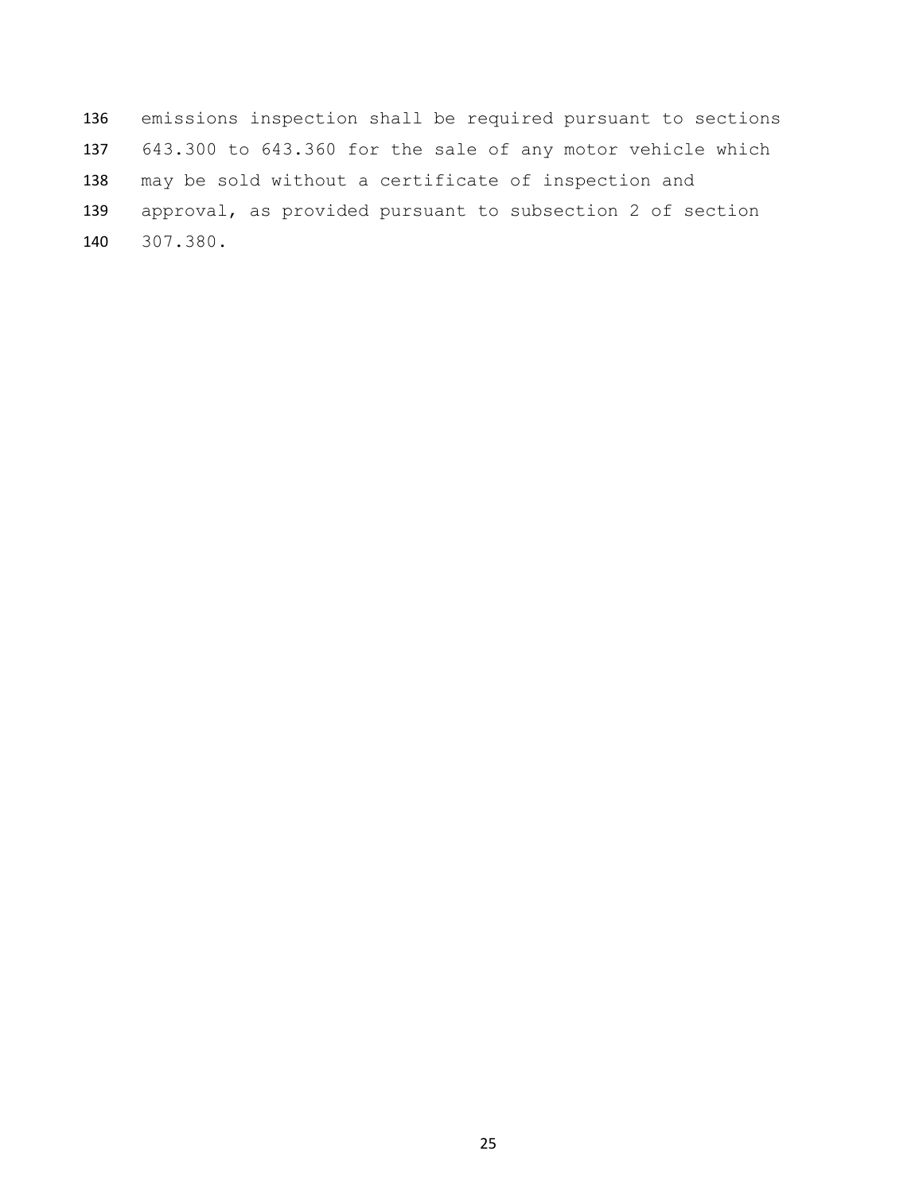136 emissions inspection shall be required pursuant to sections
137 643.300 to 643.360 for the sale of any motor vehicle which
138 may be sold without a certificate of inspection and
139 approval, as provided pursuant to subsection 2 of section
140 307.380.